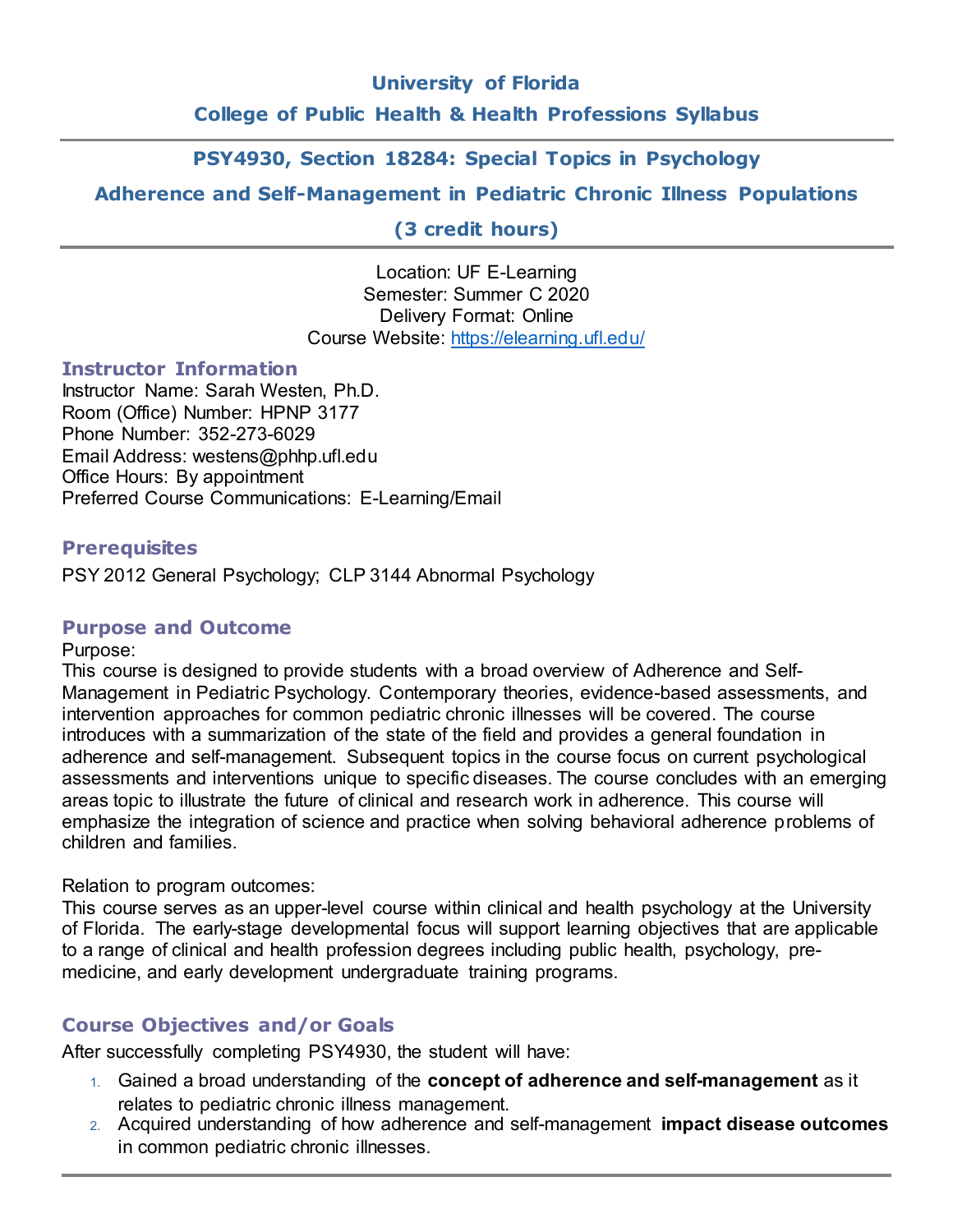# University of Florida

## College of Public Health & Health Professions Syllabus

## PSY4930, Section 18284: Special Topics in Psychology

## Adherence and Self-Management in Pediatric Chronic Illness Populations

## (3 credit hours)

Location: UF E-Learning
Semester: Summer C 2020
Delivery Format: Online
Course Website: https://elearning.ufl.edu/

### Instructor Information

Instructor Name: Sarah Westen, Ph.D.
Room (Office) Number: HPNP 3177
Phone Number: 352-273-6029
Email Address: westens@phhp.ufl.edu
Office Hours: By appointment
Preferred Course Communications: E-Learning/Email

### Prerequisites

PSY 2012 General Psychology; CLP 3144 Abnormal Psychology

### Purpose and Outcome

Purpose:
This course is designed to provide students with a broad overview of Adherence and Self-Management in Pediatric Psychology. Contemporary theories, evidence-based assessments, and intervention approaches for common pediatric chronic illnesses will be covered. The course introduces with a summarization of the state of the field and provides a general foundation in adherence and self-management. Subsequent topics in the course focus on current psychological assessments and interventions unique to specific diseases. The course concludes with an emerging areas topic to illustrate the future of clinical and research work in adherence. This course will emphasize the integration of science and practice when solving behavioral adherence problems of children and families.

Relation to program outcomes:
This course serves as an upper-level course within clinical and health psychology at the University of Florida. The early-stage developmental focus will support learning objectives that are applicable to a range of clinical and health profession degrees including public health, psychology, pre-medicine, and early development undergraduate training programs.

### Course Objectives and/or Goals

After successfully completing PSY4930, the student will have:

1. Gained a broad understanding of the **concept of adherence and self-management** as it relates to pediatric chronic illness management.
2. Acquired understanding of how adherence and self-management **impact disease outcomes** in common pediatric chronic illnesses.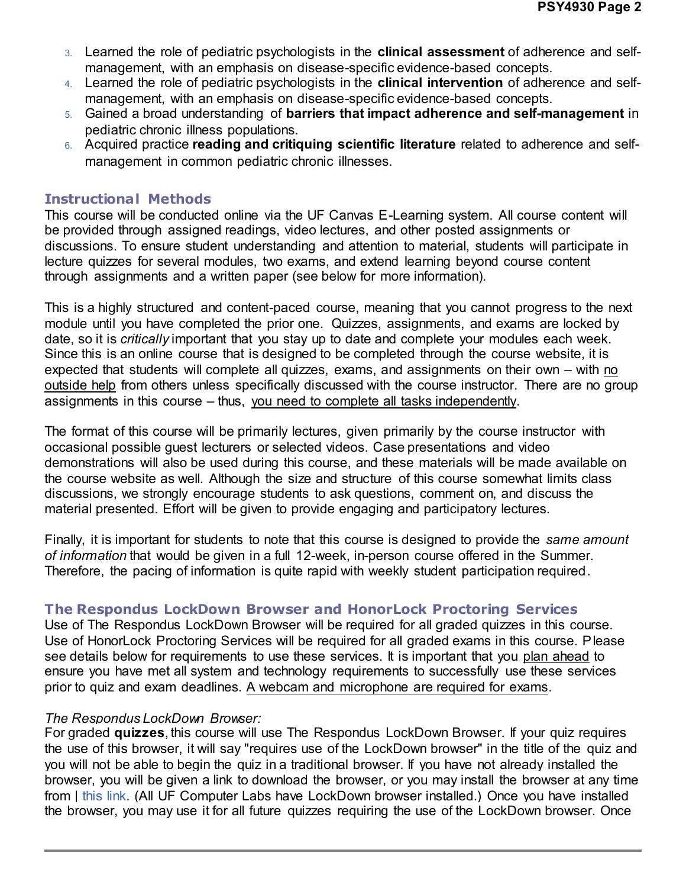3. Learned the role of pediatric psychologists in the **clinical assessment** of adherence and self-management, with an emphasis on disease-specific evidence-based concepts.
4. Learned the role of pediatric psychologists in the **clinical intervention** of adherence and self-management, with an emphasis on disease-specific evidence-based concepts.
5. Gained a broad understanding of **barriers that impact adherence and self-management** in pediatric chronic illness populations.
6. Acquired practice **reading and critiquing scientific literature** related to adherence and self-management in common pediatric chronic illnesses.

## Instructional Methods

This course will be conducted online via the UF Canvas E-Learning system. All course content will be provided through assigned readings, video lectures, and other posted assignments or discussions. To ensure student understanding and attention to material, students will participate in lecture quizzes for several modules, two exams, and extend learning beyond course content through assignments and a written paper (see below for more information).

This is a highly structured and content-paced course, meaning that you cannot progress to the next module until you have completed the prior one. Quizzes, assignments, and exams are locked by date, so it is *critically* important that you stay up to date and complete your modules each week. Since this is an online course that is designed to be completed through the course website, it is expected that students will complete all quizzes, exams, and assignments on their own – with no outside help from others unless specifically discussed with the course instructor. There are no group assignments in this course – thus, you need to complete all tasks independently.

The format of this course will be primarily lectures, given primarily by the course instructor with occasional possible guest lecturers or selected videos. Case presentations and video demonstrations will also be used during this course, and these materials will be made available on the course website as well. Although the size and structure of this course somewhat limits class discussions, we strongly encourage students to ask questions, comment on, and discuss the material presented. Effort will be given to provide engaging and participatory lectures.

Finally, it is important for students to note that this course is designed to provide the *same amount of information* that would be given in a full 12-week, in-person course offered in the Summer. Therefore, the pacing of information is quite rapid with weekly student participation required.

## The Respondus LockDown Browser and HonorLock Proctoring Services

Use of The Respondus LockDown Browser will be required for all graded quizzes in this course. Use of HonorLock Proctoring Services will be required for all graded exams in this course. Please see details below for requirements to use these services. It is important that you plan ahead to ensure you have met all system and technology requirements to successfully use these services prior to quiz and exam deadlines. A webcam and microphone are required for exams.

*The Respondus LockDown Browser:*

For graded **quizzes**, this course will use The Respondus LockDown Browser. If your quiz requires the use of this browser, it will say "requires use of the LockDown browser" in the title of the quiz and you will not be able to begin the quiz in a traditional browser. If you have not already installed the browser, you will be given a link to download the browser, or you may install the browser at any time from | this link. (All UF Computer Labs have LockDown browser installed.) Once you have installed the browser, you may use it for all future quizzes requiring the use of the LockDown browser. Once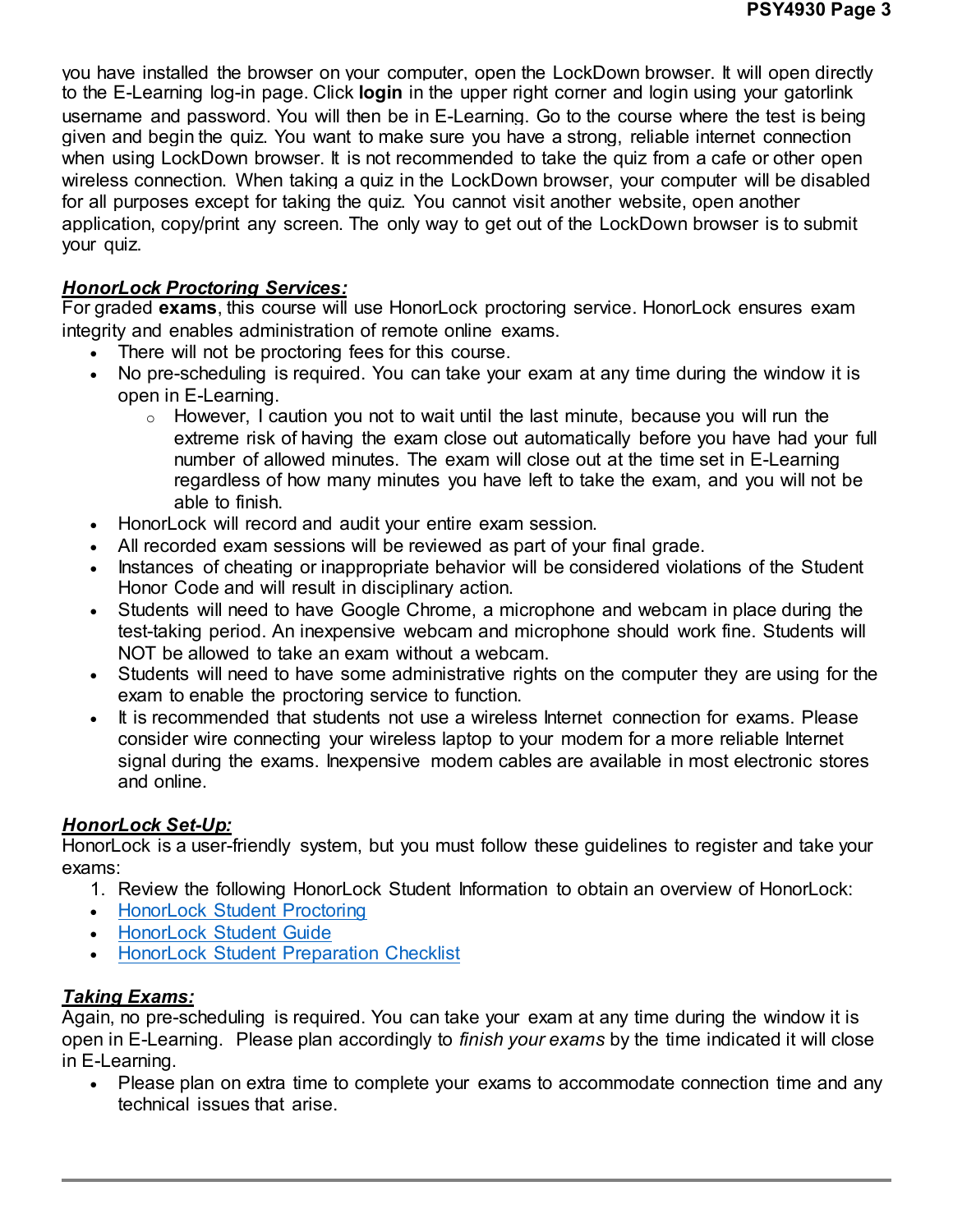you have installed the browser on your computer, open the LockDown browser. It will open directly to the E-Learning log-in page. Click **login** in the upper right corner and login using your gatorlink username and password. You will then be in E-Learning. Go to the course where the test is being given and begin the quiz. You want to make sure you have a strong, reliable internet connection when using LockDown browser. It is not recommended to take the quiz from a cafe or other open wireless connection. When taking a quiz in the LockDown browser, your computer will be disabled for all purposes except for taking the quiz. You cannot visit another website, open another application, copy/print any screen. The only way to get out of the LockDown browser is to submit your quiz.

***HonorLock Proctoring Services:***

For graded **exams**, this course will use HonorLock proctoring service. HonorLock ensures exam integrity and enables administration of remote online exams.

- There will not be proctoring fees for this course.
- No pre-scheduling is required. You can take your exam at any time during the window it is open in E-Learning.
  - However, I caution you not to wait until the last minute, because you will run the extreme risk of having the exam close out automatically before you have had your full number of allowed minutes. The exam will close out at the time set in E-Learning regardless of how many minutes you have left to take the exam, and you will not be able to finish.
- HonorLock will record and audit your entire exam session.
- All recorded exam sessions will be reviewed as part of your final grade.
- Instances of cheating or inappropriate behavior will be considered violations of the Student Honor Code and will result in disciplinary action.
- Students will need to have Google Chrome, a microphone and webcam in place during the test-taking period. An inexpensive webcam and microphone should work fine. Students will NOT be allowed to take an exam without a webcam.
- Students will need to have some administrative rights on the computer they are using for the exam to enable the proctoring service to function.
- It is recommended that students not use a wireless Internet connection for exams. Please consider wire connecting your wireless laptop to your modem for a more reliable Internet signal during the exams. Inexpensive modem cables are available in most electronic stores and online.

***HonorLock Set-Up:***

HonorLock is a user-friendly system, but you must follow these guidelines to register and take your exams:

1. Review the following HonorLock Student Information to obtain an overview of HonorLock:

- HonorLock Student Proctoring
- HonorLock Student Guide
- HonorLock Student Preparation Checklist

***Taking Exams:***

Again, no pre-scheduling is required. You can take your exam at any time during the window it is open in E-Learning. Please plan accordingly to *finish your exams* by the time indicated it will close in E-Learning.

- Please plan on extra time to complete your exams to accommodate connection time and any technical issues that arise.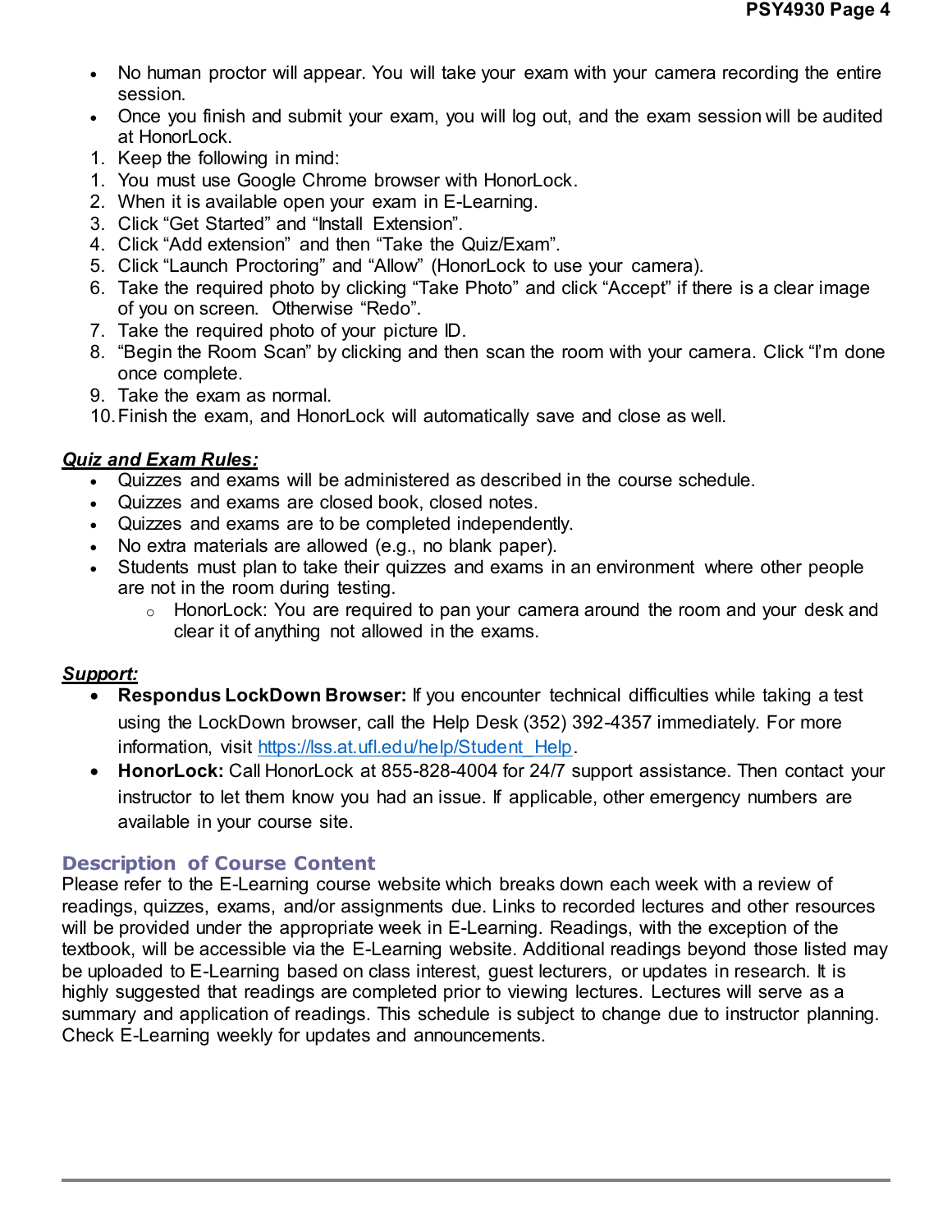- No human proctor will appear. You will take your exam with your camera recording the entire session.
- Once you finish and submit your exam, you will log out, and the exam session will be audited at HonorLock.

1. Keep the following in mind:
1. You must use Google Chrome browser with HonorLock.
2. When it is available open your exam in E-Learning.
3. Click “Get Started” and “Install Extension”.
4. Click “Add extension” and then “Take the Quiz/Exam”.
5. Click “Launch Proctoring” and “Allow” (HonorLock to use your camera).
6. Take the required photo by clicking “Take Photo” and click “Accept” if there is a clear image of you on screen. Otherwise “Redo”.
7. Take the required photo of your picture ID.
8. “Begin the Room Scan” by clicking and then scan the room with your camera. Click “I'm done once complete.
9. Take the exam as normal.
10. Finish the exam, and HonorLock will automatically save and close as well.

***Quiz and Exam Rules:***

- Quizzes and exams will be administered as described in the course schedule.
- Quizzes and exams are closed book, closed notes.
- Quizzes and exams are to be completed independently.
- No extra materials are allowed (e.g., no blank paper).
- Students must plan to take their quizzes and exams in an environment where other people are not in the room during testing.
    - HonorLock: You are required to pan your camera around the room and your desk and clear it of anything not allowed in the exams.

***Support:***

- **Respondus LockDown Browser:** If you encounter technical difficulties while taking a test using the LockDown browser, call the Help Desk (352) 392-4357 immediately. For more information, visit https://lss.at.ufl.edu/help/Student_Help.
- **HonorLock:** Call HonorLock at 855-828-4004 for 24/7 support assistance. Then contact your instructor to let them know you had an issue. If applicable, other emergency numbers are available in your course site.

## Description of Course Content

Please refer to the E-Learning course website which breaks down each week with a review of readings, quizzes, exams, and/or assignments due. Links to recorded lectures and other resources will be provided under the appropriate week in E-Learning. Readings, with the exception of the textbook, will be accessible via the E-Learning website. Additional readings beyond those listed may be uploaded to E-Learning based on class interest, guest lecturers, or updates in research. It is highly suggested that readings are completed prior to viewing lectures. Lectures will serve as a summary and application of readings. This schedule is subject to change due to instructor planning. Check E-Learning weekly for updates and announcements.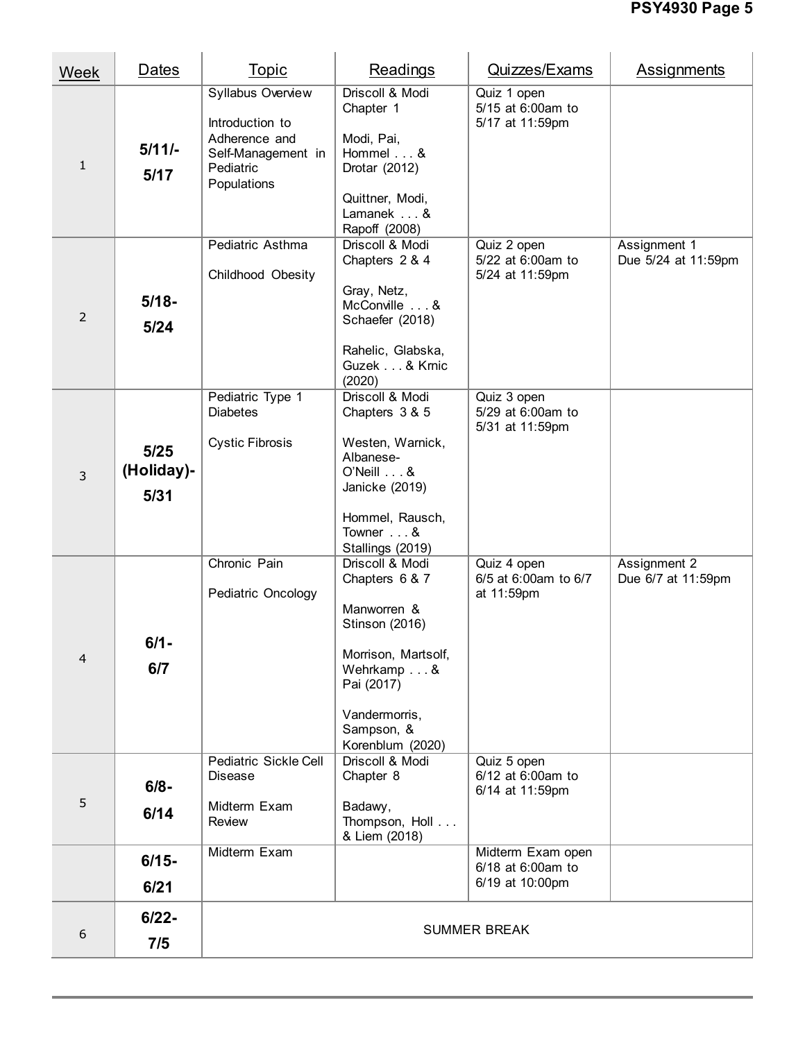| Week | Dates | Topic | Readings | Quizzes/Exams | Assignments |
|---|---|---|---|---|---|
| 1 | **5/11/-5/17** | Syllabus Overview<br><br>Introduction to Adherence and Self-Management in Pediatric Populations | Driscoll & Modi Chapter 1<br><br>Modi, Pai, Hommel . . . & Drotar (2012)<br><br>Quittner, Modi, Lamanek . . . & Rapoff (2008) | Quiz 1 open 5/15 at 6:00am to 5/17 at 11:59pm | |
| 2 | **5/18-5/24** | Pediatric Asthma<br><br>Childhood Obesity | Driscoll & Modi Chapters 2 & 4<br><br>Gray, Netz, McConville . . . & Schaefer (2018)<br><br>Rahelic, Glabska, Guzek . . . & Krnic (2020) | Quiz 2 open 5/22 at 6:00am to 5/24 at 11:59pm | Assignment 1 Due 5/24 at 11:59pm |
| 3 | **5/25 (Holiday)-5/31** | Pediatric Type 1 Diabetes<br><br>Cystic Fibrosis | Driscoll & Modi Chapters 3 & 5<br><br>Westen, Warnick, Albanese-O'Neill . . . & Janicke (2019)<br><br>Hommel, Rausch, Towner . . . & Stallings (2019) | Quiz 3 open 5/29 at 6:00am to 5/31 at 11:59pm | |
| 4 | **6/1-6/7** | Chronic Pain<br><br>Pediatric Oncology | Driscoll & Modi Chapters 6 & 7<br><br>Manworren & Stinson (2016)<br><br>Morrison, Martsolf, Wehrkamp . . . & Pai (2017)<br><br>Vandermorris, Sampson, & Korenblum (2020) | Quiz 4 open 6/5 at 6:00am to 6/7 at 11:59pm | Assignment 2 Due 6/7 at 11:59pm |
| 5 | **6/8-6/14** | Pediatric Sickle Cell Disease<br><br>Midterm Exam Review | Driscoll & Modi Chapter 8<br><br>Badawy, Thompson, Holl . . . & Liem (2018) | Quiz 5 open 6/12 at 6:00am to 6/14 at 11:59pm | |
| | **6/15-6/21** | Midterm Exam | | Midterm Exam open 6/18 at 6:00am to 6/19 at 10:00pm | |
| 6 | **6/22-7/5** | SUMMER BREAK | | | |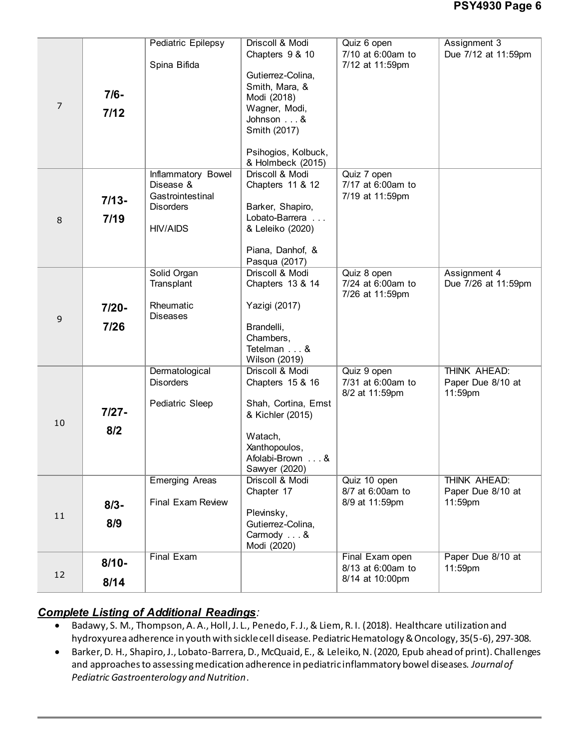| | | | | | |
|---|---|---|---|---|---|
| 7 | **7/6-7/12** | Pediatric Epilepsy<br><br>Spina Bifida | Driscoll & Modi Chapters 9 & 10<br><br>Gutierrez-Colina, Smith, Mara, & Modi (2018)<br>Wagner, Modi, Johnson . . . & Smith (2017)<br><br>Psihogios, Kolbuck, & Holmbeck (2015) | Quiz 6 open 7/10 at 6:00am to 7/12 at 11:59pm | Assignment 3 Due 7/12 at 11:59pm |
| 8 | **7/13-7/19** | Inflammatory Bowel Disease & Gastrointestinal Disorders<br><br>HIV/AIDS | Driscoll & Modi Chapters 11 & 12<br><br>Barker, Shapiro, Lobato-Barrera . . . & Leleiko (2020)<br><br>Piana, Danhof, & Pasqua (2017) | Quiz 7 open 7/17 at 6:00am to 7/19 at 11:59pm | |
| 9 | **7/20-7/26** | Solid Organ Transplant<br><br>Rheumatic Diseases | Driscoll & Modi Chapters 13 & 14<br><br>Yazigi (2017)<br><br>Brandelli, Chambers, Tetelman . . . & Wilson (2019) | Quiz 8 open 7/24 at 6:00am to 7/26 at 11:59pm | Assignment 4 Due 7/26 at 11:59pm |
| 10 | **7/27-8/2** | Dermatological Disorders<br><br>Pediatric Sleep | Driscoll & Modi Chapters 15 & 16<br><br>Shah, Cortina, Ernst & Kichler (2015)<br><br>Watach, Xanthopoulos, Afolabi-Brown . . . & Sawyer (2020) | Quiz 9 open 7/31 at 6:00am to 8/2 at 11:59pm | THINK AHEAD: Paper Due 8/10 at 11:59pm |
| 11 | **8/3-8/9** | Emerging Areas<br><br>Final Exam Review | Driscoll & Modi Chapter 17<br><br>Plevinsky, Gutierrez-Colina, Carmody . . . & Modi (2020) | Quiz 10 open 8/7 at 6:00am to 8/9 at 11:59pm | THINK AHEAD: Paper Due 8/10 at 11:59pm |
| 12 | **8/10-8/14** | Final Exam | | Final Exam open 8/13 at 6:00am to 8/14 at 10:00pm | Paper Due 8/10 at 11:59pm |

## ***Complete Listing of Additional Readings***:

- Badawy, S. M., Thompson, A. A., Holl, J. L., Penedo, F. J., & Liem, R. I. (2018). Healthcare utilization and hydroxyurea adherence in youth with sickle cell disease. Pediatric Hematology & Oncology, 35(5-6), 297-308.
- Barker, D. H., Shapiro, J., Lobato-Barrera, D., McQuaid, E., & Leleiko, N. (2020, Epub ahead of print). Challenges and approaches to assessing medication adherence in pediatric inflammatory bowel diseases. *Journal of Pediatric Gastroenterology and Nutrition*.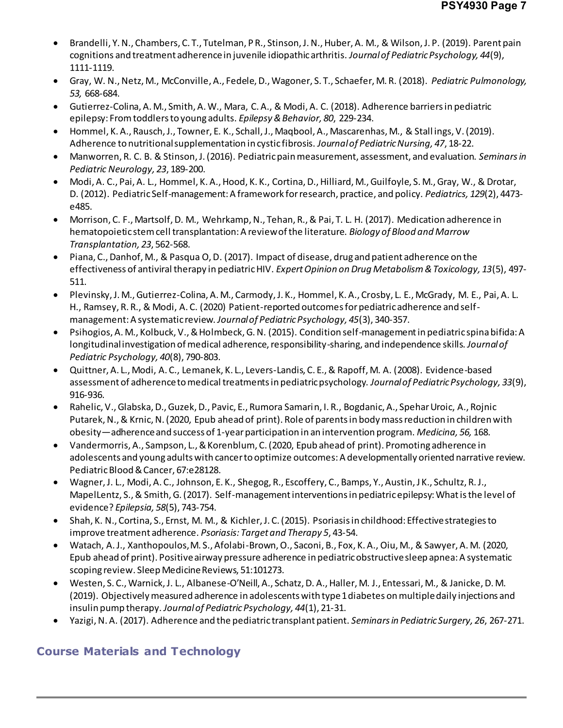- Brandelli, Y. N., Chambers, C. T., Tutelman, P R., Stinson, J. N., Huber, A. M., & Wilson, J. P. (2019). Parent pain cognitions and treatment adherence in juvenile idiopathic arthritis. *Journal of Pediatric Psychology, 44*(9), 1111-1119.
- Gray, W. N., Netz, M., McConville, A., Fedele, D., Wagoner, S. T., Schaefer, M. R. (2018). *Pediatric Pulmonology, 53,* 668-684.
- Gutierrez-Colina, A. M., Smith, A. W., Mara, C. A., & Modi, A. C. (2018). Adherence barriers in pediatric epilepsy: From toddlers to young adults. *Epilepsy & Behavior, 80*, 229-234.
- Hommel, K. A., Rausch, J., Towner, E. K., Schall, J., Maqbool, A., Mascarenhas, M., & Stallings, V. (2019). Adherence to nutritional supplementation in cystic fibrosis. *Journal of Pediatric Nursing, 47*, 18-22.
- Manworren, R. C. B. & Stinson, J. (2016). Pediatric pain measurement, assessment, and evaluation. *Seminars in Pediatric Neurology, 23*, 189-200.
- Modi, A. C., Pai, A. L., Hommel, K. A., Hood, K. K., Cortina, D., Hilliard, M., Guilfoyle, S. M., Gray, W., & Drotar, D. (2012). Pediatric Self-management: A framework for research, practice, and policy. *Pediatrics, 129*(2), 4473-e485.
- Morrison, C. F., Martsolf, D. M., Wehrkamp, N., Tehan, R., & Pai, T. L. H. (2017). Medication adherence in hematopoietic stem cell transplantation: A review of the literature. *Biology of Blood and Marrow Transplantation, 23*, 562-568.
- Piana, C., Danhof, M., & Pasqua O, D. (2017). Impact of disease, drug and patient adherence on the effectiveness of antiviral therapy in pediatric HIV. *Expert Opinion on Drug Metabolism & Toxicology, 13*(5), 497-511.
- Plevinsky, J. M., Gutierrez-Colina, A. M., Carmody, J. K., Hommel, K. A., Crosby, L. E., McGrady, M. E., Pai, A. L. H., Ramsey, R. R., & Modi, A. C. (2020) Patient-reported outcomes for pediatric adherence and self-management: A systematic review. *Journal of Pediatric Psychology, 45*(3), 340-357.
- Psihogios, A. M., Kolbuck, V., & Holmbeck, G. N. (2015). Condition self-management in pediatric spina bifida: A longitudinal investigation of medical adherence, responsibility-sharing, and independence skills. *Journal of Pediatric Psychology, 40*(8), 790-803.
- Quittner, A. L., Modi, A. C., Lemanek, K. L., Levers-Landis, C. E., & Rapoff, M. A. (2008). Evidence-based assessment of adherence to medical treatments in pediatric psychology. *Journal of Pediatric Psychology, 33*(9), 916-936.
- Rahelic, V., Glabska, D., Guzek, D., Pavic, E., Rumora Samarin, I. R., Bogdanic, A., Spehar Uroic, A., Rojnic Putarek, N., & Krnic, N. (2020, Epub ahead of print). Role of parents in body mass reduction in children with obesity—adherence and success of 1-year participation in an intervention program. *Medicina, 56,* 168.
- Vandermorris, A., Sampson, L., & Korenblum, C. (2020, Epub ahead of print). Promoting adherence in adolescents and young adults with cancer to optimize outcomes: A developmentally oriented narrative review. Pediatric Blood & Cancer, 67:e28128.
- Wagner, J. L., Modi, A. C., Johnson, E. K., Shegog, R., Escoffery, C., Bamps, Y., Austin, J K., Schultz, R. J., MapelLentz, S., & Smith, G. (2017). Self-management interventions in pediatric epilepsy: What is the level of evidence? *Epilepsia, 58*(5), 743-754.
- Shah, K. N., Cortina, S., Ernst, M. M., & Kichler, J. C. (2015). Psoriasis in childhood: Effective strategies to improve treatment adherence. *Psoriasis: Target and Therapy 5*, 43-54.
- Watach, A. J., Xanthopoulos, M. S., Afolabi-Brown, O., Saconi, B., Fox, K. A., Oiu, M., & Sawyer, A. M. (2020, Epub ahead of print). Positive airway pressure adherence in pediatric obstructive sleep apnea: A systematic scoping review. Sleep Medicine Reviews, 51:101273.
- Westen, S. C., Warnick, J. L., Albanese-O'Neill, A., Schatz, D. A., Haller, M. J., Entessari, M., & Janicke, D. M. (2019). Objectively measured adherence in adolescents with type 1 diabetes on multiple daily injections and insulin pump therapy. *Journal of Pediatric Psychology, 44*(1), 21-31.
- Yazigi, N. A. (2017). Adherence and the pediatric transplant patient. *Seminars in Pediatric Surgery, 26*, 267-271.

## Course Materials and Technology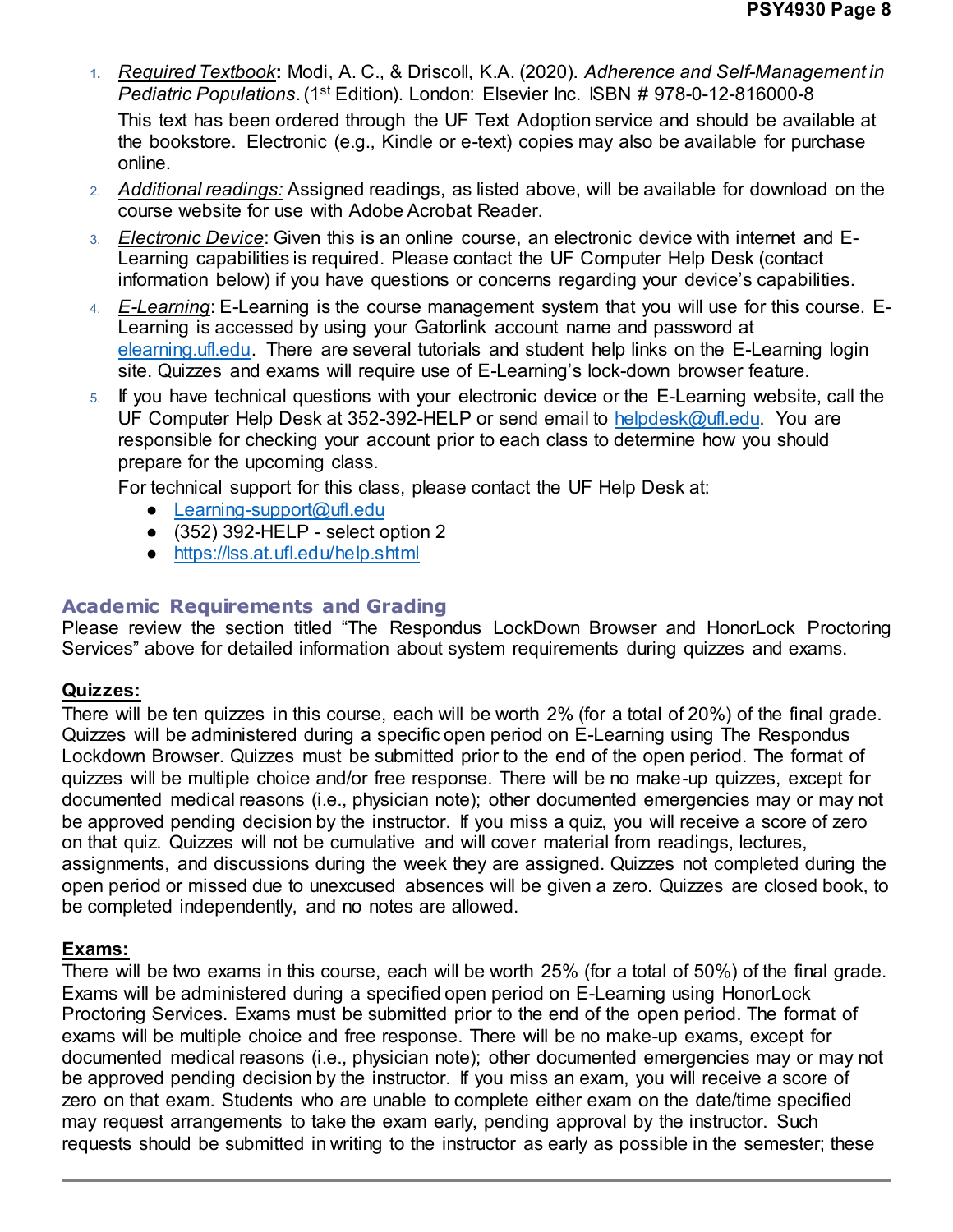1. *Required Textbook*: Modi, A. C., & Driscoll, K.A. (2020). *Adherence and Self-Management in Pediatric Populations*. (1st Edition). London: Elsevier Inc. ISBN # 978-0-12-816000-8

   This text has been ordered through the UF Text Adoption service and should be available at the bookstore. Electronic (e.g., Kindle or e-text) copies may also be available for purchase online.
2. *Additional readings:* Assigned readings, as listed above, will be available for download on the course website for use with Adobe Acrobat Reader.
3. *Electronic Device*: Given this is an online course, an electronic device with internet and E-Learning capabilities is required. Please contact the UF Computer Help Desk (contact information below) if you have questions or concerns regarding your device's capabilities.
4. *E-Learning*: E-Learning is the course management system that you will use for this course. E-Learning is accessed by using your Gatorlink account name and password at elearning.ufl.edu. There are several tutorials and student help links on the E-Learning login site. Quizzes and exams will require use of E-Learning's lock-down browser feature.
5. If you have technical questions with your electronic device or the E-Learning website, call the UF Computer Help Desk at 352-392-HELP or send email to helpdesk@ufl.edu. You are responsible for checking your account prior to each class to determine how you should prepare for the upcoming class.

   For technical support for this class, please contact the UF Help Desk at:
   - Learning-support@ufl.edu
   - (352) 392-HELP - select option 2
   - https://lss.at.ufl.edu/help.shtml

## Academic Requirements and Grading

Please review the section titled "The Respondus LockDown Browser and HonorLock Proctoring Services" above for detailed information about system requirements during quizzes and exams.

**Quizzes:**

There will be ten quizzes in this course, each will be worth 2% (for a total of 20%) of the final grade. Quizzes will be administered during a specific open period on E-Learning using The Respondus Lockdown Browser. Quizzes must be submitted prior to the end of the open period. The format of quizzes will be multiple choice and/or free response. There will be no make-up quizzes, except for documented medical reasons (i.e., physician note); other documented emergencies may or may not be approved pending decision by the instructor. If you miss a quiz, you will receive a score of zero on that quiz. Quizzes will not be cumulative and will cover material from readings, lectures, assignments, and discussions during the week they are assigned. Quizzes not completed during the open period or missed due to unexcused absences will be given a zero. Quizzes are closed book, to be completed independently, and no notes are allowed.

**Exams:**

There will be two exams in this course, each will be worth 25% (for a total of 50%) of the final grade. Exams will be administered during a specified open period on E-Learning using HonorLock Proctoring Services. Exams must be submitted prior to the end of the open period. The format of exams will be multiple choice and free response. There will be no make-up exams, except for documented medical reasons (i.e., physician note); other documented emergencies may or may not be approved pending decision by the instructor. If you miss an exam, you will receive a score of zero on that exam. Students who are unable to complete either exam on the date/time specified may request arrangements to take the exam early, pending approval by the instructor. Such requests should be submitted in writing to the instructor as early as possible in the semester; these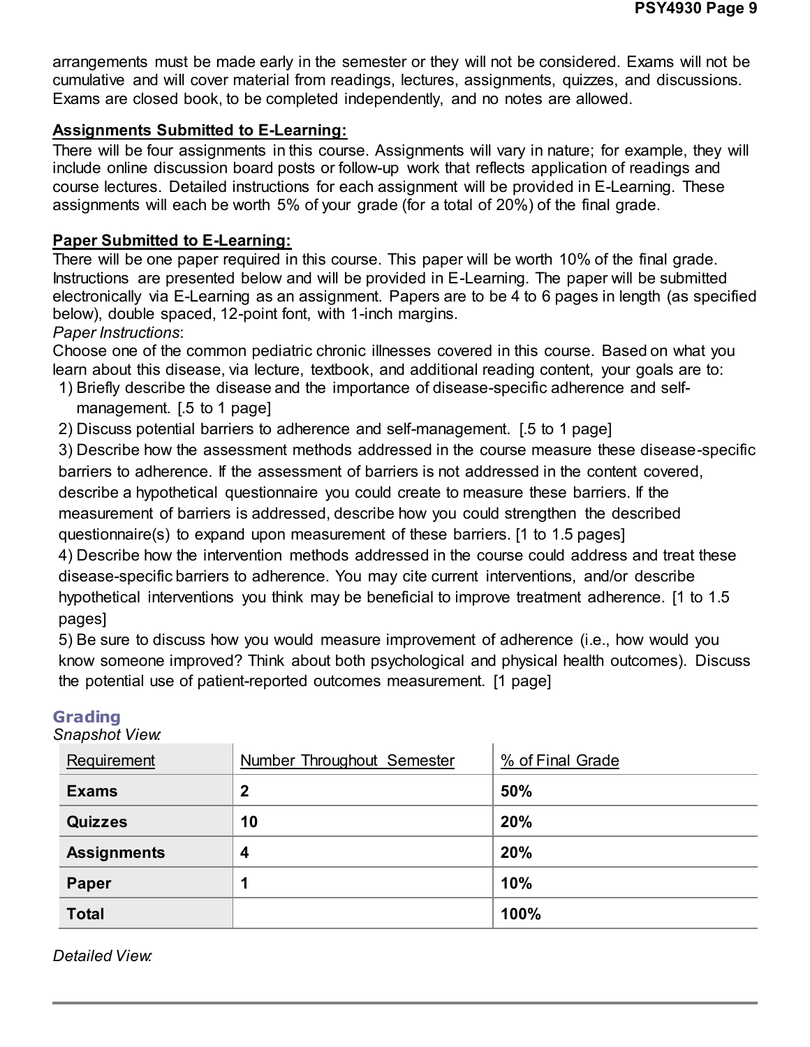arrangements must be made early in the semester or they will not be considered. Exams will not be cumulative and will cover material from readings, lectures, assignments, quizzes, and discussions. Exams are closed book, to be completed independently, and no notes are allowed.

**Assignments Submitted to E-Learning:**

There will be four assignments in this course. Assignments will vary in nature; for example, they will include online discussion board posts or follow-up work that reflects application of readings and course lectures. Detailed instructions for each assignment will be provided in E-Learning. These assignments will each be worth 5% of your grade (for a total of 20%) of the final grade.

**Paper Submitted to E-Learning:**

There will be one paper required in this course. This paper will be worth 10% of the final grade. Instructions are presented below and will be provided in E-Learning. The paper will be submitted electronically via E-Learning as an assignment. Papers are to be 4 to 6 pages in length (as specified below), double spaced, 12-point font, with 1-inch margins.

*Paper Instructions*:

Choose one of the common pediatric chronic illnesses covered in this course. Based on what you learn about this disease, via lecture, textbook, and additional reading content, your goals are to:

1) Briefly describe the disease and the importance of disease-specific adherence and self-management. [.5 to 1 page]
2) Discuss potential barriers to adherence and self-management. [.5 to 1 page]
3) Describe how the assessment methods addressed in the course measure these disease-specific barriers to adherence. If the assessment of barriers is not addressed in the content covered, describe a hypothetical questionnaire you could create to measure these barriers. If the measurement of barriers is addressed, describe how you could strengthen the described questionnaire(s) to expand upon measurement of these barriers. [1 to 1.5 pages]
4) Describe how the intervention methods addressed in the course could address and treat these disease-specific barriers to adherence. You may cite current interventions, and/or describe hypothetical interventions you think may be beneficial to improve treatment adherence. [1 to 1.5 pages]
5) Be sure to discuss how you would measure improvement of adherence (i.e., how would you know someone improved? Think about both psychological and physical health outcomes). Discuss the potential use of patient-reported outcomes measurement. [1 page]

## Grading

*Snapshot View:*

| Requirement | Number Throughout Semester | % of Final Grade |
|---|---|---|
| **Exams** | **2** | **50%** |
| **Quizzes** | **10** | **20%** |
| **Assignments** | **4** | **20%** |
| **Paper** | **1** | **10%** |
| **Total** | | **100%** |

*Detailed View:*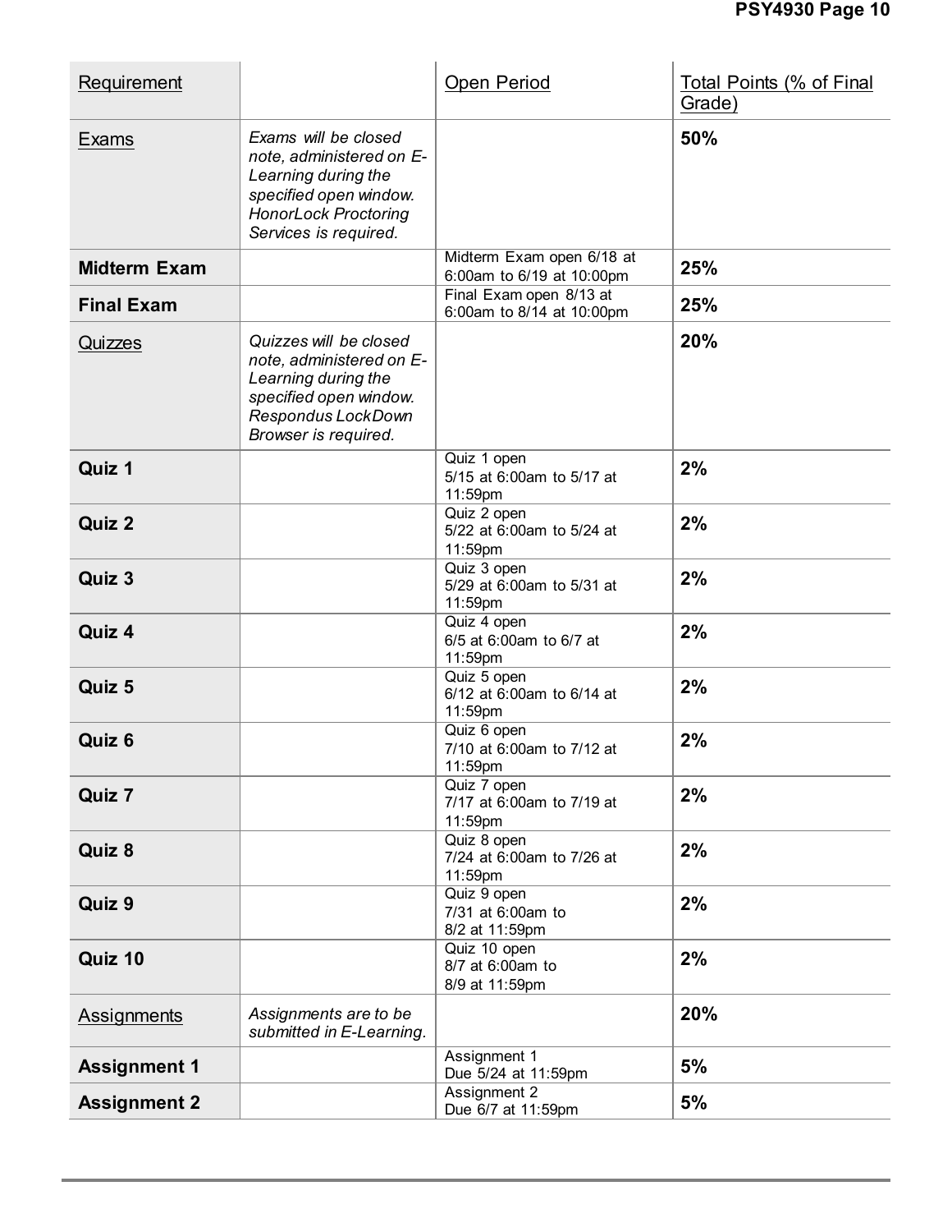| Requirement | | Open Period | Total Points (% of Final Grade) |
|---|---|---|---|
| Exams | *Exams will be closed note, administered on E-Learning during the specified open window. HonorLock Proctoring Services is required.* | | **50%** |
| **Midterm Exam** | | Midterm Exam open 6/18 at 6:00am to 6/19 at 10:00pm | **25%** |
| **Final Exam** | | Final Exam open 8/13 at 6:00am to 8/14 at 10:00pm | **25%** |
| Quizzes | *Quizzes will be closed note, administered on E-Learning during the specified open window. Respondus LockDown Browser is required.* | | **20%** |
| **Quiz 1** | | Quiz 1 open 5/15 at 6:00am to 5/17 at 11:59pm | **2%** |
| **Quiz 2** | | Quiz 2 open 5/22 at 6:00am to 5/24 at 11:59pm | **2%** |
| **Quiz 3** | | Quiz 3 open 5/29 at 6:00am to 5/31 at 11:59pm | **2%** |
| **Quiz 4** | | Quiz 4 open 6/5 at 6:00am to 6/7 at 11:59pm | **2%** |
| **Quiz 5** | | Quiz 5 open 6/12 at 6:00am to 6/14 at 11:59pm | **2%** |
| **Quiz 6** | | Quiz 6 open 7/10 at 6:00am to 7/12 at 11:59pm | **2%** |
| **Quiz 7** | | Quiz 7 open 7/17 at 6:00am to 7/19 at 11:59pm | **2%** |
| **Quiz 8** | | Quiz 8 open 7/24 at 6:00am to 7/26 at 11:59pm | **2%** |
| **Quiz 9** | | Quiz 9 open 7/31 at 6:00am to 8/2 at 11:59pm | **2%** |
| **Quiz 10** | | Quiz 10 open 8/7 at 6:00am to 8/9 at 11:59pm | **2%** |
| Assignments | *Assignments are to be submitted in E-Learning.* | | **20%** |
| **Assignment 1** | | Assignment 1 Due 5/24 at 11:59pm | **5%** |
| **Assignment 2** | | Assignment 2 Due 6/7 at 11:59pm | **5%** |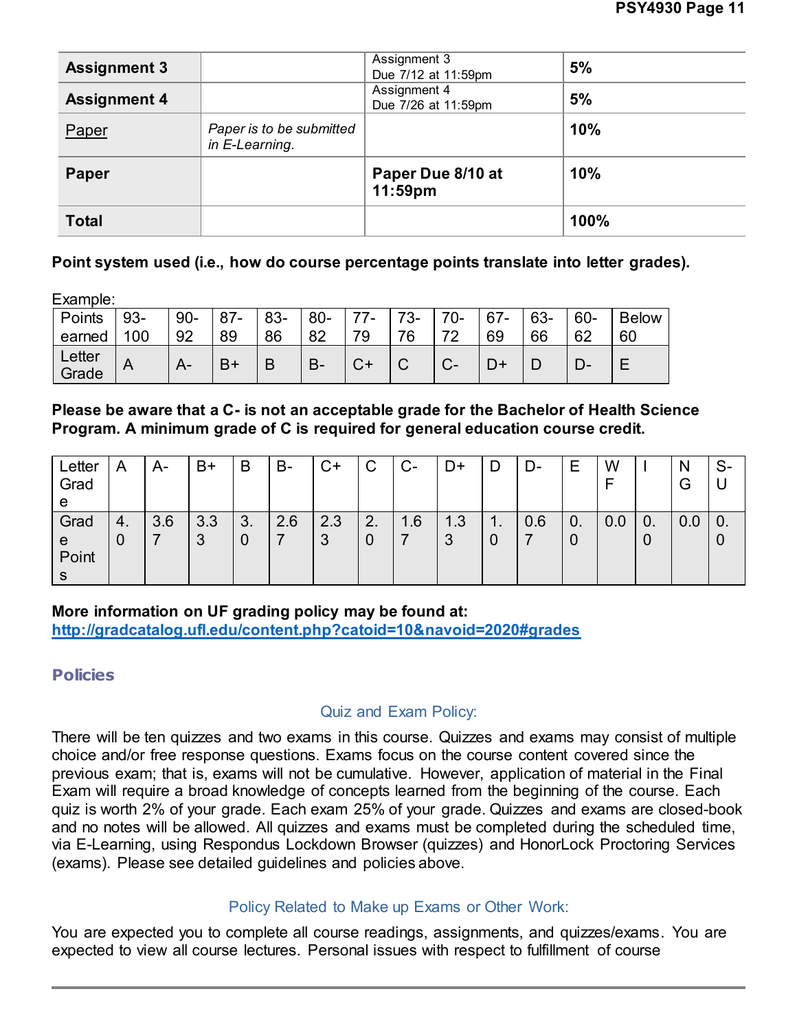| Assignment 3 | | Assignment 3<br>Due 7/12 at 11:59pm | 5% |
|---|---|---|---|
| **Assignment 4** | | Assignment 4<br>Due 7/26 at 11:59pm | **5%** |
| Paper | *Paper is to be submitted in E-Learning.* | | **10%** |
| **Paper** | | **Paper Due 8/10 at 11:59pm** | **10%** |
| **Total** | | | **100%** |

**Point system used (i.e., how do course percentage points translate into letter grades).**

Example:

| Points earned | 93-100 | 90-92 | 87-89 | 83-86 | 80-82 | 77-79 | 73-76 | 70-72 | 67-69 | 63-66 | 60-62 | Below 60 |
|---|---|---|---|---|---|---|---|---|---|---|---|---|
| Letter Grade | A | A- | B+ | B | B- | C+ | C | C- | D+ | D | D- | E |

**Please be aware that a C- is not an acceptable grade for the Bachelor of Health Science Program. A minimum grade of C is required for general education course credit.**

| Letter Grade | A | A- | B+ | B | B- | C+ | C | C- | D+ | D | D- | E | WF | I | NG | S-U |
|---|---|---|---|---|---|---|---|---|---|---|---|---|---|---|---|---|
| Grade Points | 4.0 | 3.67 | 3.33 | 3.0 | 2.67 | 2.33 | 2.0 | 1.67 | 1.33 | 1.0 | 0.67 | 0.0 | 0.0 | 0.0 | 0.0 | 0.0 |

**More information on UF grading policy may be found at:**
**http://gradcatalog.ufl.edu/content.php?catoid=10&navoid=2020#grades**

## Policies

### Quiz and Exam Policy:

There will be ten quizzes and two exams in this course. Quizzes and exams may consist of multiple choice and/or free response questions. Exams focus on the course content covered since the previous exam; that is, exams will not be cumulative. However, application of material in the Final Exam will require a broad knowledge of concepts learned from the beginning of the course. Each quiz is worth 2% of your grade. Each exam 25% of your grade. Quizzes and exams are closed-book and no notes will be allowed. All quizzes and exams must be completed during the scheduled time, via E-Learning, using Respondus Lockdown Browser (quizzes) and HonorLock Proctoring Services (exams). Please see detailed guidelines and policies above.

### Policy Related to Make up Exams or Other Work:

You are expected you to complete all course readings, assignments, and quizzes/exams. You are expected to view all course lectures. Personal issues with respect to fulfillment of course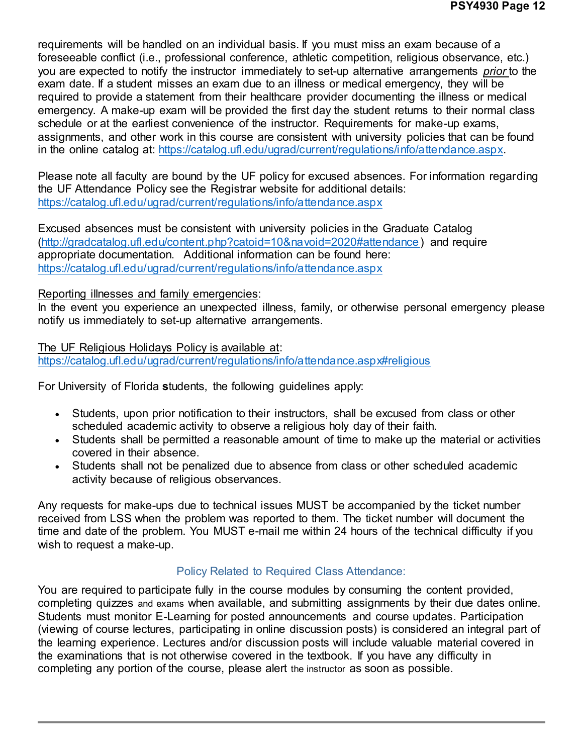requirements will be handled on an individual basis. If you must miss an exam because of a foreseeable conflict (i.e., professional conference, athletic competition, religious observance, etc.) you are expected to notify the instructor immediately to set-up alternative arrangements *prior* to the exam date. If a student misses an exam due to an illness or medical emergency, they will be required to provide a statement from their healthcare provider documenting the illness or medical emergency. A make-up exam will be provided the first day the student returns to their normal class schedule or at the earliest convenience of the instructor. Requirements for make-up exams, assignments, and other work in this course are consistent with university policies that can be found in the online catalog at: https://catalog.ufl.edu/ugrad/current/regulations/info/attendance.aspx.

Please note all faculty are bound by the UF policy for excused absences. For information regarding the UF Attendance Policy see the Registrar website for additional details: https://catalog.ufl.edu/ugrad/current/regulations/info/attendance.aspx

Excused absences must be consistent with university policies in the Graduate Catalog (http://gradcatalog.ufl.edu/content.php?catoid=10&navoid=2020#attendance) and require appropriate documentation. Additional information can be found here: https://catalog.ufl.edu/ugrad/current/regulations/info/attendance.aspx

Reporting illnesses and family emergencies:
In the event you experience an unexpected illness, family, or otherwise personal emergency please notify us immediately to set-up alternative arrangements.

The UF Religious Holidays Policy is available at:
https://catalog.ufl.edu/ugrad/current/regulations/info/attendance.aspx#religious

For University of Florida **s**tudents, the following guidelines apply:

- Students, upon prior notification to their instructors, shall be excused from class or other scheduled academic activity to observe a religious holy day of their faith.
- Students shall be permitted a reasonable amount of time to make up the material or activities covered in their absence.
- Students shall not be penalized due to absence from class or other scheduled academic activity because of religious observances.

Any requests for make-ups due to technical issues MUST be accompanied by the ticket number received from LSS when the problem was reported to them. The ticket number will document the time and date of the problem. You MUST e-mail me within 24 hours of the technical difficulty if you wish to request a make-up.

## Policy Related to Required Class Attendance:

You are required to participate fully in the course modules by consuming the content provided, completing quizzes and exams when available, and submitting assignments by their due dates online. Students must monitor E-Learning for posted announcements and course updates. Participation (viewing of course lectures, participating in online discussion posts) is considered an integral part of the learning experience. Lectures and/or discussion posts will include valuable material covered in the examinations that is not otherwise covered in the textbook. If you have any difficulty in completing any portion of the course, please alert the instructor as soon as possible.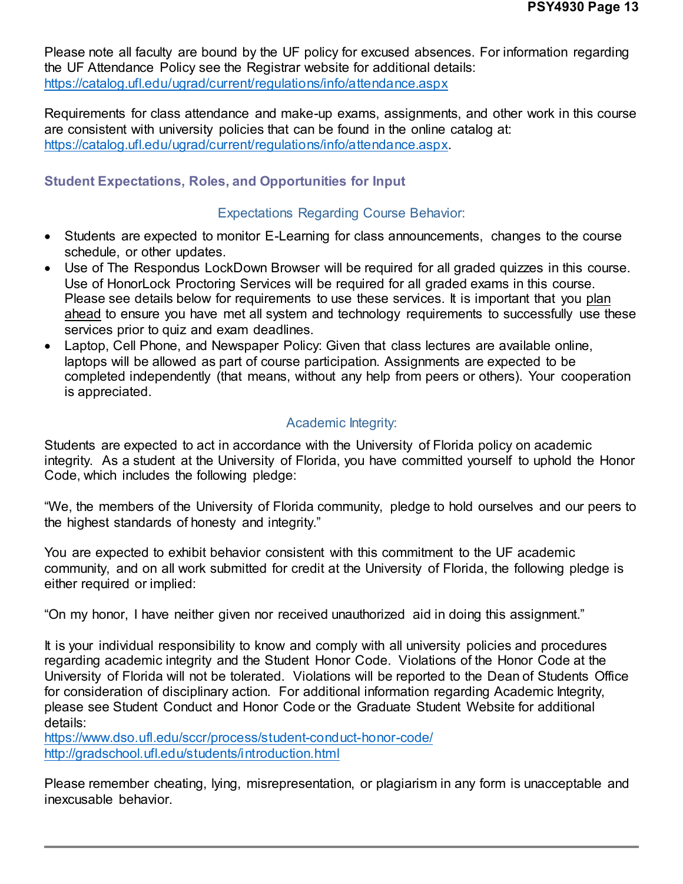Please note all faculty are bound by the UF policy for excused absences. For information regarding the UF Attendance Policy see the Registrar website for additional details: https://catalog.ufl.edu/ugrad/current/regulations/info/attendance.aspx

Requirements for class attendance and make-up exams, assignments, and other work in this course are consistent with university policies that can be found in the online catalog at: https://catalog.ufl.edu/ugrad/current/regulations/info/attendance.aspx.

## Student Expectations, Roles, and Opportunities for Input

### Expectations Regarding Course Behavior:

- Students are expected to monitor E-Learning for class announcements, changes to the course schedule, or other updates.
- Use of The Respondus LockDown Browser will be required for all graded quizzes in this course. Use of HonorLock Proctoring Services will be required for all graded exams in this course. Please see details below for requirements to use these services. It is important that you plan ahead to ensure you have met all system and technology requirements to successfully use these services prior to quiz and exam deadlines.
- Laptop, Cell Phone, and Newspaper Policy: Given that class lectures are available online, laptops will be allowed as part of course participation. Assignments are expected to be completed independently (that means, without any help from peers or others). Your cooperation is appreciated.

### Academic Integrity:

Students are expected to act in accordance with the University of Florida policy on academic integrity. As a student at the University of Florida, you have committed yourself to uphold the Honor Code, which includes the following pledge:

“We, the members of the University of Florida community, pledge to hold ourselves and our peers to the highest standards of honesty and integrity.”

You are expected to exhibit behavior consistent with this commitment to the UF academic community, and on all work submitted for credit at the University of Florida, the following pledge is either required or implied:

“On my honor, I have neither given nor received unauthorized aid in doing this assignment.”

It is your individual responsibility to know and comply with all university policies and procedures regarding academic integrity and the Student Honor Code. Violations of the Honor Code at the University of Florida will not be tolerated. Violations will be reported to the Dean of Students Office for consideration of disciplinary action. For additional information regarding Academic Integrity, please see Student Conduct and Honor Code or the Graduate Student Website for additional details:
https://www.dso.ufl.edu/sccr/process/student-conduct-honor-code/
http://gradschool.ufl.edu/students/introduction.html

Please remember cheating, lying, misrepresentation, or plagiarism in any form is unacceptable and inexcusable behavior.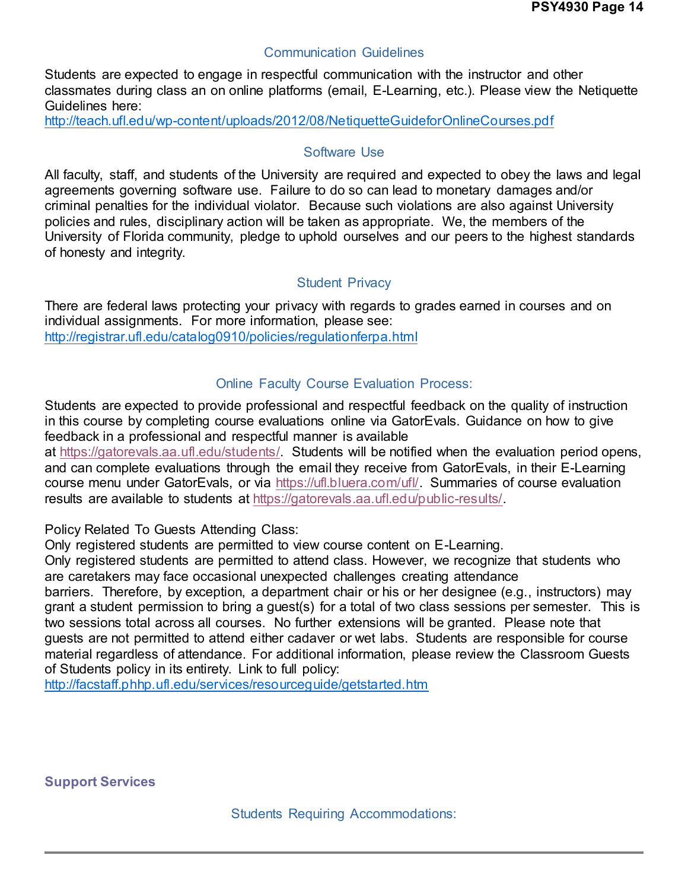### Communication Guidelines

Students are expected to engage in respectful communication with the instructor and other classmates during class an on online platforms (email, E-Learning, etc.). Please view the Netiquette Guidelines here:
http://teach.ufl.edu/wp-content/uploads/2012/08/NetiquetteGuideforOnlineCourses.pdf

### Software Use

All faculty, staff, and students of the University are required and expected to obey the laws and legal agreements governing software use. Failure to do so can lead to monetary damages and/or criminal penalties for the individual violator. Because such violations are also against University policies and rules, disciplinary action will be taken as appropriate. We, the members of the University of Florida community, pledge to uphold ourselves and our peers to the highest standards of honesty and integrity.

### Student Privacy

There are federal laws protecting your privacy with regards to grades earned in courses and on individual assignments. For more information, please see:
http://registrar.ufl.edu/catalog0910/policies/regulationferpa.html

### Online Faculty Course Evaluation Process:

Students are expected to provide professional and respectful feedback on the quality of instruction in this course by completing course evaluations online via GatorEvals. Guidance on how to give feedback in a professional and respectful manner is available at https://gatorevals.aa.ufl.edu/students/. Students will be notified when the evaluation period opens, and can complete evaluations through the email they receive from GatorEvals, in their E-Learning course menu under GatorEvals, or via https://ufl.bluera.com/ufl/. Summaries of course evaluation results are available to students at https://gatorevals.aa.ufl.edu/public-results/.

Policy Related To Guests Attending Class:
Only registered students are permitted to view course content on E-Learning.
Only registered students are permitted to attend class. However, we recognize that students who are caretakers may face occasional unexpected challenges creating attendance barriers. Therefore, by exception, a department chair or his or her designee (e.g., instructors) may grant a student permission to bring a guest(s) for a total of two class sessions per semester. This is two sessions total across all courses. No further extensions will be granted. Please note that guests are not permitted to attend either cadaver or wet labs. Students are responsible for course material regardless of attendance. For additional information, please review the Classroom Guests of Students policy in its entirety. Link to full policy:
http://facstaff.phhp.ufl.edu/services/resourceguide/getstarted.htm

## Support Services

### Students Requiring Accommodations: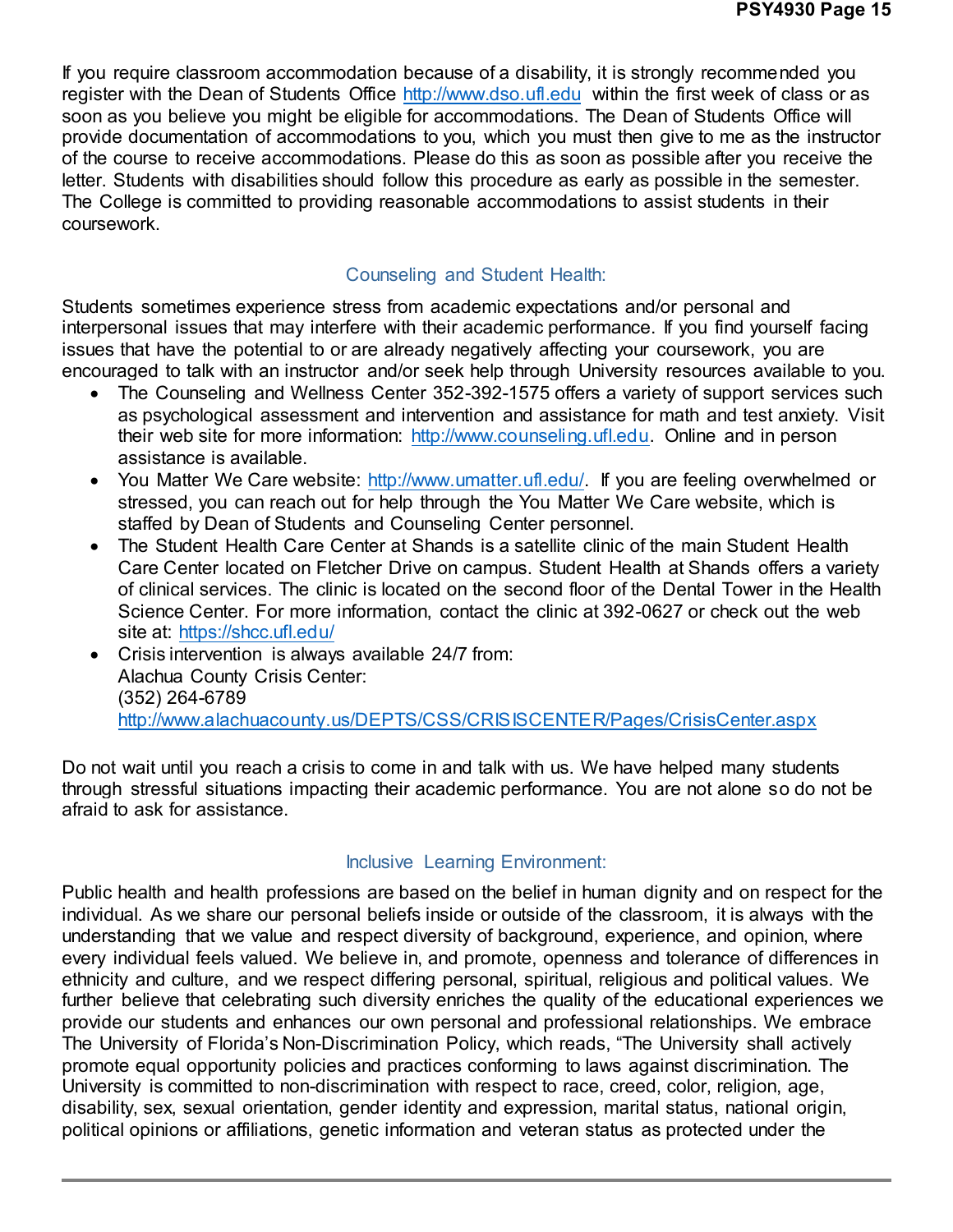If you require classroom accommodation because of a disability, it is strongly recommended you register with the Dean of Students Office http://www.dso.ufl.edu within the first week of class or as soon as you believe you might be eligible for accommodations. The Dean of Students Office will provide documentation of accommodations to you, which you must then give to me as the instructor of the course to receive accommodations. Please do this as soon as possible after you receive the letter. Students with disabilities should follow this procedure as early as possible in the semester. The College is committed to providing reasonable accommodations to assist students in their coursework.

## Counseling and Student Health:

Students sometimes experience stress from academic expectations and/or personal and interpersonal issues that may interfere with their academic performance. If you find yourself facing issues that have the potential to or are already negatively affecting your coursework, you are encouraged to talk with an instructor and/or seek help through University resources available to you.

- The Counseling and Wellness Center 352-392-1575 offers a variety of support services such as psychological assessment and intervention and assistance for math and test anxiety. Visit their web site for more information: http://www.counseling.ufl.edu. Online and in person assistance is available.
- You Matter We Care website: http://www.umatter.ufl.edu/. If you are feeling overwhelmed or stressed, you can reach out for help through the You Matter We Care website, which is staffed by Dean of Students and Counseling Center personnel.
- The Student Health Care Center at Shands is a satellite clinic of the main Student Health Care Center located on Fletcher Drive on campus. Student Health at Shands offers a variety of clinical services. The clinic is located on the second floor of the Dental Tower in the Health Science Center. For more information, contact the clinic at 392-0627 or check out the web site at: https://shcc.ufl.edu/
- Crisis intervention is always available 24/7 from:
  Alachua County Crisis Center:
  (352) 264-6789
  http://www.alachuacounty.us/DEPTS/CSS/CRISISCENTER/Pages/CrisisCenter.aspx

Do not wait until you reach a crisis to come in and talk with us. We have helped many students through stressful situations impacting their academic performance. You are not alone so do not be afraid to ask for assistance.

## Inclusive Learning Environment:

Public health and health professions are based on the belief in human dignity and on respect for the individual. As we share our personal beliefs inside or outside of the classroom, it is always with the understanding that we value and respect diversity of background, experience, and opinion, where every individual feels valued. We believe in, and promote, openness and tolerance of differences in ethnicity and culture, and we respect differing personal, spiritual, religious and political values. We further believe that celebrating such diversity enriches the quality of the educational experiences we provide our students and enhances our own personal and professional relationships. We embrace The University of Florida's Non-Discrimination Policy, which reads, "The University shall actively promote equal opportunity policies and practices conforming to laws against discrimination. The University is committed to non-discrimination with respect to race, creed, color, religion, age, disability, sex, sexual orientation, gender identity and expression, marital status, national origin, political opinions or affiliations, genetic information and veteran status as protected under the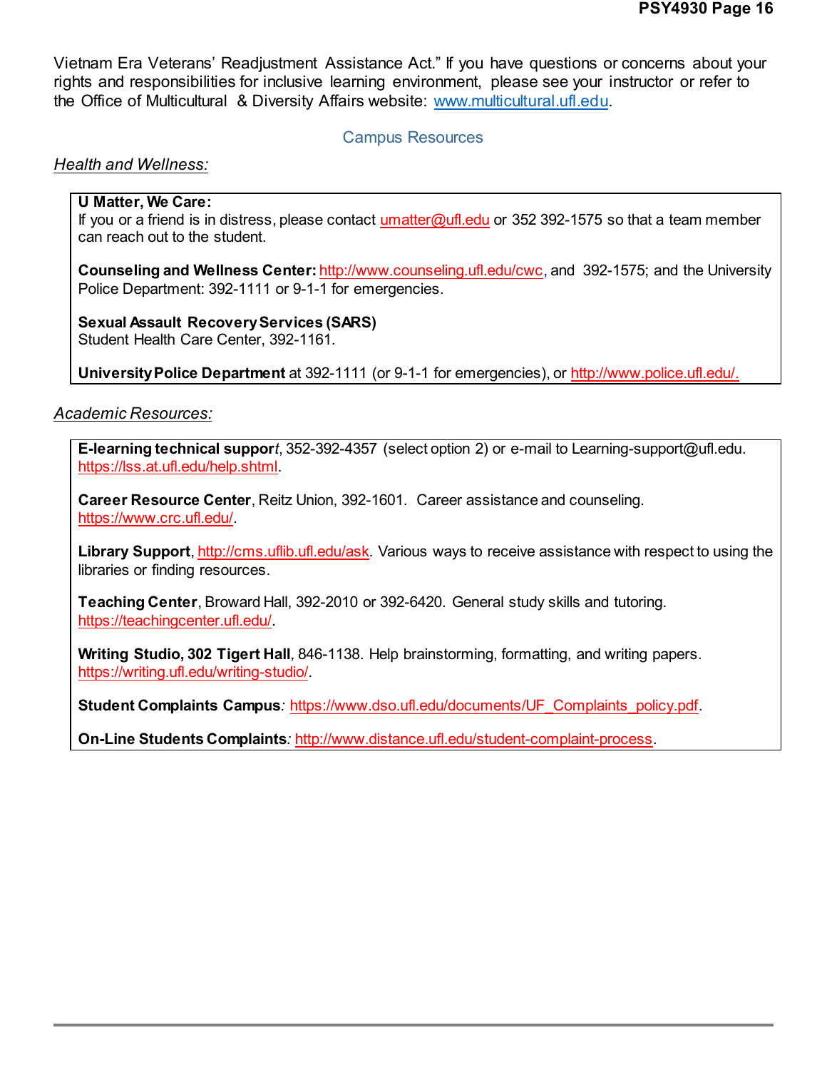Vietnam Era Veterans' Readjustment Assistance Act." If you have questions or concerns about your rights and responsibilities for inclusive learning environment, please see your instructor or refer to the Office of Multicultural & Diversity Affairs website: www.multicultural.ufl.edu.

## Campus Resources

*Health and Wellness:*

**U Matter, We Care:**
If you or a friend is in distress, please contact umatter@ufl.edu or 352 392-1575 so that a team member can reach out to the student.

**Counseling and Wellness Center:** http://www.counseling.ufl.edu/cwc, and 392-1575; and the University Police Department: 392-1111 or 9-1-1 for emergencies.

**Sexual Assault Recovery Services (SARS)**
Student Health Care Center, 392-1161.

**University Police Department** at 392-1111 (or 9-1-1 for emergencies), or http://www.police.ufl.edu/.

*Academic Resources:*

**E-learning technical support**, 352-392-4357 (select option 2) or e-mail to Learning-support@ufl.edu. https://lss.at.ufl.edu/help.shtml.

**Career Resource Center**, Reitz Union, 392-1601. Career assistance and counseling. https://www.crc.ufl.edu/.

**Library Support**, http://cms.uflib.ufl.edu/ask. Various ways to receive assistance with respect to using the libraries or finding resources.

**Teaching Center**, Broward Hall, 392-2010 or 392-6420. General study skills and tutoring. https://teachingcenter.ufl.edu/.

**Writing Studio, 302 Tigert Hall**, 846-1138. Help brainstorming, formatting, and writing papers. https://writing.ufl.edu/writing-studio/.

**Student Complaints Campus**: https://www.dso.ufl.edu/documents/UF_Complaints_policy.pdf.

**On-Line Students Complaints**: http://www.distance.ufl.edu/student-complaint-process.